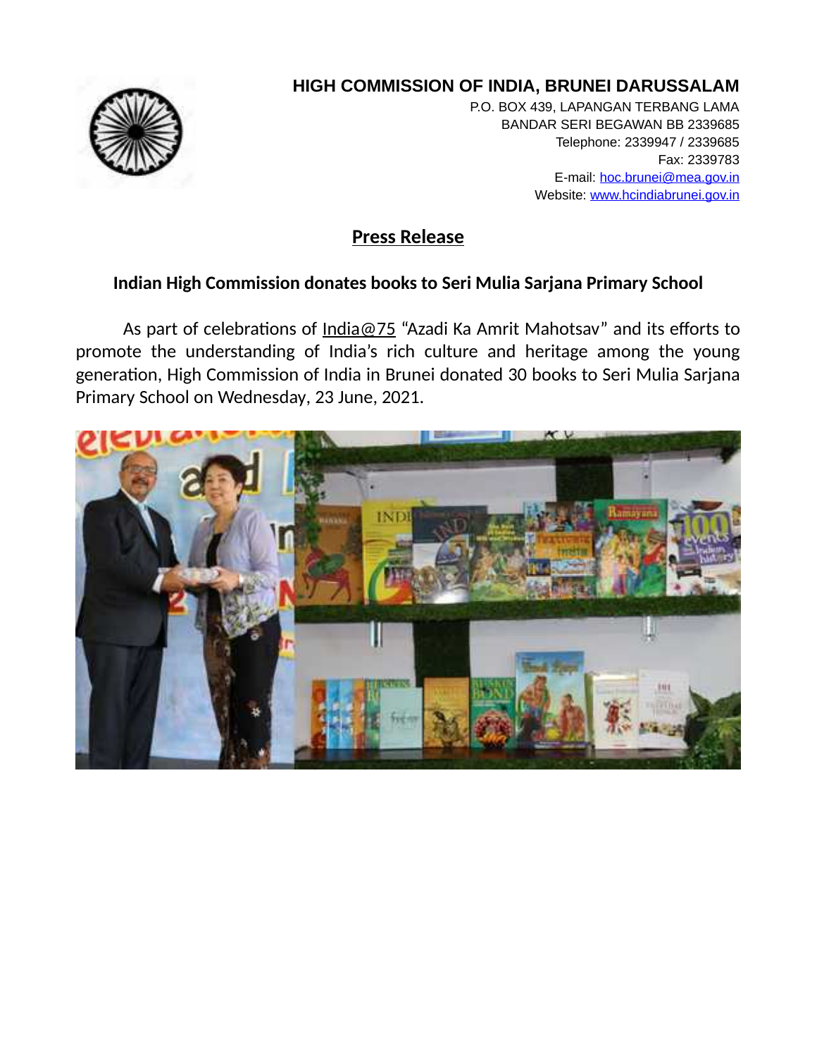**HIGH COMMISSION OF INDIA, BRUNEI DARUSSALAM**

P.O. BOX 439, LAPANGAN TERBANG LAMA
BANDAR SERI BEGAWAN BB 2339685
Telephone: 2339947 / 2339685
Fax: 2339783
E-mail: hoc.brunei@mea.gov.in
Website: www.hcindiabrunei.gov.in

# Press Release

## Indian High Commission donates books to Seri Mulia Sarjana Primary School

As part of celebrations of India@75 "Azadi Ka Amrit Mahotsav" and its efforts to promote the understanding of India's rich culture and heritage among the young generation, High Commission of India in Brunei donated 30 books to Seri Mulia Sarjana Primary School on Wednesday, 23 June, 2021.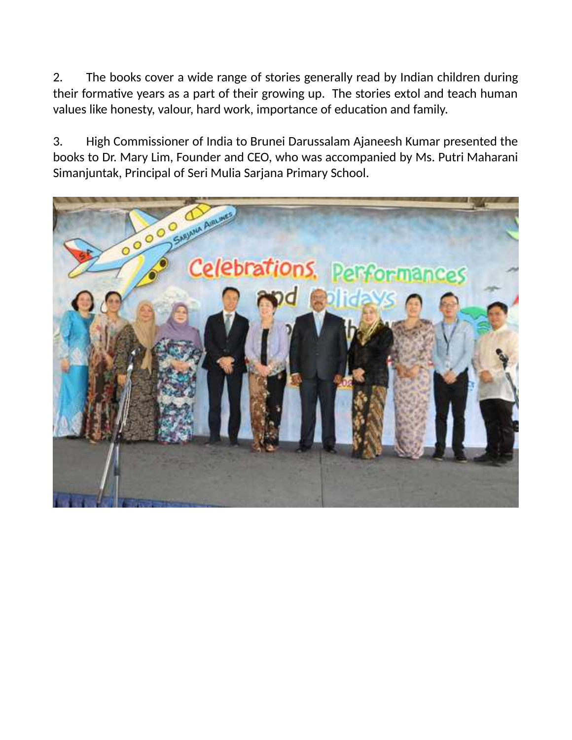2. The books cover a wide range of stories generally read by Indian children during their formative years as a part of their growing up. The stories extol and teach human values like honesty, valour, hard work, importance of education and family.

3. High Commissioner of India to Brunei Darussalam Ajaneesh Kumar presented the books to Dr. Mary Lim, Founder and CEO, who was accompanied by Ms. Putri Maharani Simanjuntak, Principal of Seri Mulia Sarjana Primary School.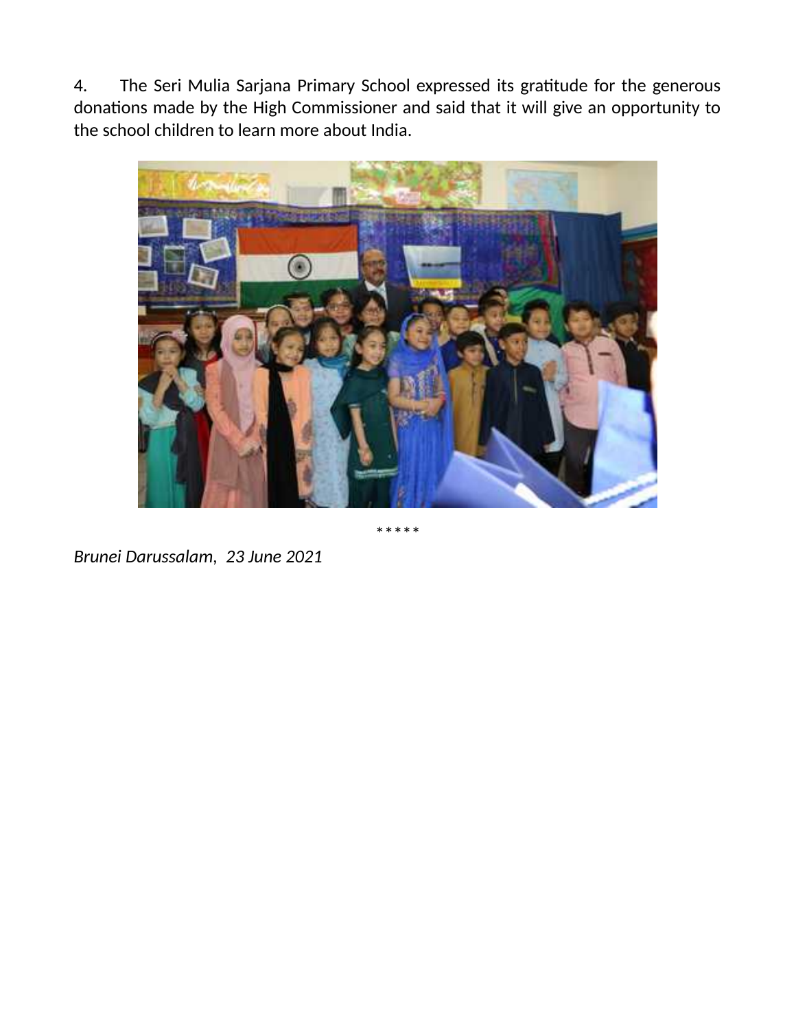4. The Seri Mulia Sarjana Primary School expressed its gratitude for the generous donations made by the High Commissioner and said that it will give an opportunity to the school children to learn more about India.

*****

*Brunei Darussalam, 23 June 2021*